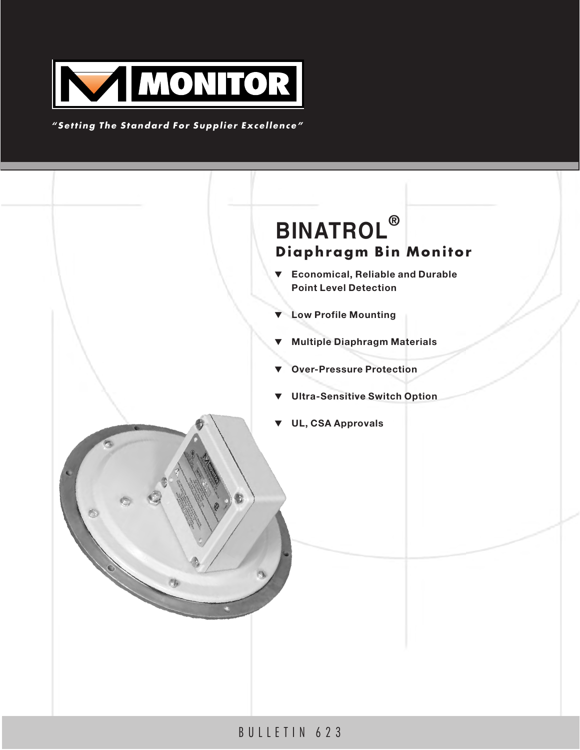MONITOR

*"Setting The Standard For Supplier Excellence"*

# BINATROL®

## Diaphragm Bin Monitor

- Economical, Reliable and Durable Point Level Detection
- Low Profile Mounting
- Multiple Diaphragm Materials
- Over-Pressure Protection
- Ultra-Sensitive Switch Option
- UL, CSA Approvals

BULLETIN 623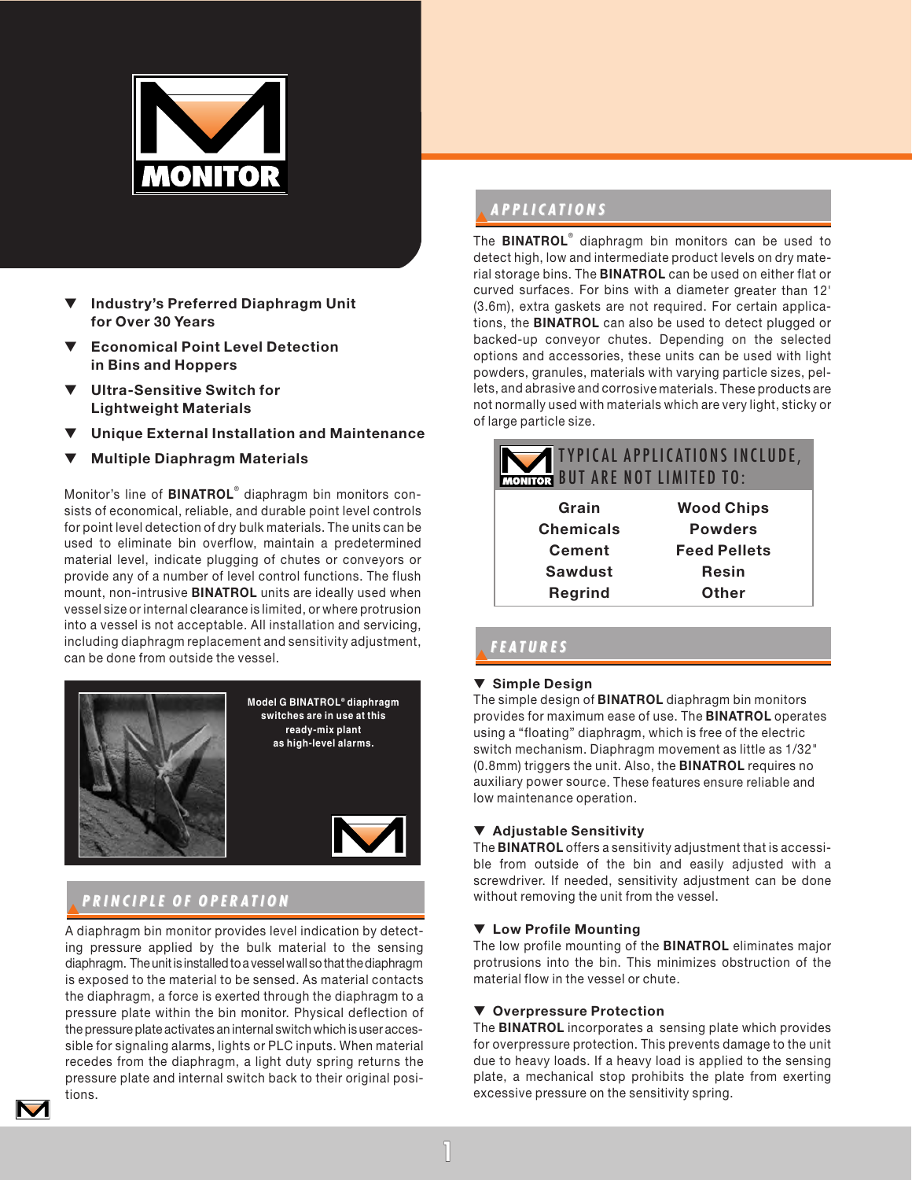- **Industry's Preferred Diaphragm Unit for Over 30 Years**
- **Economical Point Level Detection in Bins and Hoppers**
- **Ultra-Sensitive Switch for Lightweight Materials**
- **Unique External Installation and Maintenance**
- **Multiple Diaphragm Materials**

Monitor's line of **BINATROL**® diaphragm bin monitors consists of economical, reliable, and durable point level controls for point level detection of dry bulk materials. The units can be used to eliminate bin overflow, maintain a predetermined material level, indicate plugging of chutes or conveyors or provide any of a number of level control functions. The flush mount, non-intrusive **BINATROL** units are ideally used when vessel size or internal clearance is limited, or where protrusion into a vessel is not acceptable. All installation and servicing, including diaphragm replacement and sensitivity adjustment, can be done from outside the vessel.

Model G BINATROL® diaphragm switches are in use at this ready-mix plant as high-level alarms.

## PRINCIPLE OF OPERATION

A diaphragm bin monitor provides level indication by detecting pressure applied by the bulk material to the sensing diaphragm. The unit is installed to a vessel wall so that the diaphragm is exposed to the material to be sensed. As material contacts the diaphragm, a force is exerted through the diaphragm to a pressure plate within the bin monitor. Physical deflection of the pressure plate activates an internal switch which is user accessible for signaling alarms, lights or PLC inputs. When material recedes from the diaphragm, a light duty spring returns the pressure plate and internal switch back to their original positions.

## APPLICATIONS

The **BINATROL**® diaphragm bin monitors can be used to detect high, low and intermediate product levels on dry material storage bins. The **BINATROL** can be used on either flat or curved surfaces. For bins with a diameter greater than 12' (3.6m), extra gaskets are not required. For certain applications, the **BINATROL** can also be used to detect plugged or backed-up conveyor chutes. Depending on the selected options and accessories, these units can be used with light powders, granules, materials with varying particle sizes, pellets, and abrasive and corrosive materials. These products are not normally used with materials which are very light, sticky or of large particle size.

| TYPICAL APPLICATIONS INCLUDE, BUT ARE NOT LIMITED TO: | |
|---|---|
| Grain | Wood Chips |
| Chemicals | Powders |
| Cement | Feed Pellets |
| Sawdust | Resin |
| Regrind | Other |

## FEATURES

### Simple Design

The simple design of **BINATROL** diaphragm bin monitors provides for maximum ease of use. The **BINATROL** operates using a "floating" diaphragm, which is free of the electric switch mechanism. Diaphragm movement as little as 1/32" (0.8mm) triggers the unit. Also, the **BINATROL** requires no auxiliary power source. These features ensure reliable and low maintenance operation.

### Adjustable Sensitivity

The **BINATROL** offers a sensitivity adjustment that is accessible from outside of the bin and easily adjusted with a screwdriver. If needed, sensitivity adjustment can be done without removing the unit from the vessel.

### Low Profile Mounting

The low profile mounting of the **BINATROL** eliminates major protrusions into the bin. This minimizes obstruction of the material flow in the vessel or chute.

### Overpressure Protection

The **BINATROL** incorporates a sensing plate which provides for overpressure protection. This prevents damage to the unit due to heavy loads. If a heavy load is applied to the sensing plate, a mechanical stop prohibits the plate from exerting excessive pressure on the sensitivity spring.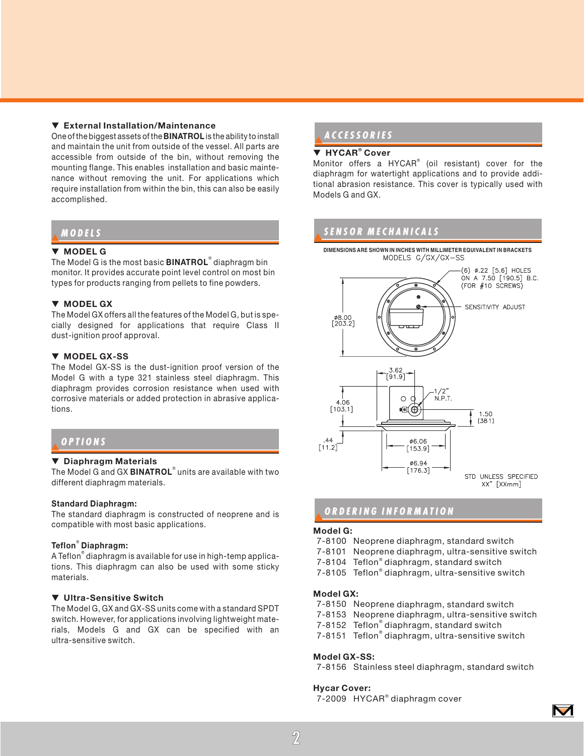### ▼ External Installation/Maintenance

One of the biggest assets of the **BINATROL** is the ability to install and maintain the unit from outside of the vessel. All parts are accessible from outside of the bin, without removing the mounting flange. This enables installation and basic maintenance without removing the unit. For applications which require installation from within the bin, this can also be easily accomplished.

## MODELS

### ▼ MODEL G

The Model G is the most basic **BINATROL**® diaphragm bin monitor. It provides accurate point level control on most bin types for products ranging from pellets to fine powders.

### ▼ MODEL GX

The Model GX offers all the features of the Model G, but is specially designed for applications that require Class II dust-ignition proof approval.

### ▼ MODEL GX-SS

The Model GX-SS is the dust-ignition proof version of the Model G with a type 321 stainless steel diaphragm. This diaphragm provides corrosion resistance when used with corrosive materials or added protection in abrasive applications.

## OPTIONS

### ▼ Diaphragm Materials

The Model G and GX **BINATROL**® units are available with two different diaphragm materials.

**Standard Diaphragm:**
The standard diaphragm is constructed of neoprene and is compatible with most basic applications.

**Teflon® Diaphragm:**
A Teflon® diaphragm is available for use in high-temp applications. This diaphragm can also be used with some sticky materials.

### ▼ Ultra-Sensitive Switch

The Model G, GX and GX-SS units come with a standard SPDT switch. However, for applications involving lightweight materials, Models G and GX can be specified with an ultra-sensitive switch.

## ACCESSORIES

### ▼ HYCAR® Cover

Monitor offers a HYCAR® (oil resistant) cover for the diaphragm for watertight applications and to provide additional abrasion resistance. This cover is typically used with Models G and GX.

## SENSOR MECHANICALS

DIMENSIONS ARE SHOWN IN INCHES WITH MILLIMETER EQUIVALENT IN BRACKETS

MODELS G/GX/GX–SS

(6) ø.22 [5.6] HOLES ON A 7.50 [190.5] B.C. (FOR #10 SCREWS)

SENSITIVITY ADJUST

ø8.00 [203.2]

3.62 [91.9]

1/2" N.P.T.

4.06 [103.1]

1.50 [38.1]

.44 [11.2]

ø6.06 [153.9]

ø6.94 [176.3]

STD UNLESS SPECIFIED XX" [XXmm]

## ORDERING INFORMATION

**Model G:**
- 7-8100 Neoprene diaphragm, standard switch
- 7-8101 Neoprene diaphragm, ultra-sensitive switch
- 7-8104 Teflon® diaphragm, standard switch
- 7-8105 Teflon® diaphragm, ultra-sensitive switch

**Model GX:**
- 7-8150 Neoprene diaphragm, standard switch
- 7-8153 Neoprene diaphragm, ultra-sensitive switch
- 7-8152 Teflon® diaphragm, standard switch
- 7-8151 Teflon® diaphragm, ultra-sensitive switch

**Model GX-SS:**
- 7-8156 Stainless steel diaphragm, standard switch

**Hycar Cover:**
- 7-2009 HYCAR® diaphragm cover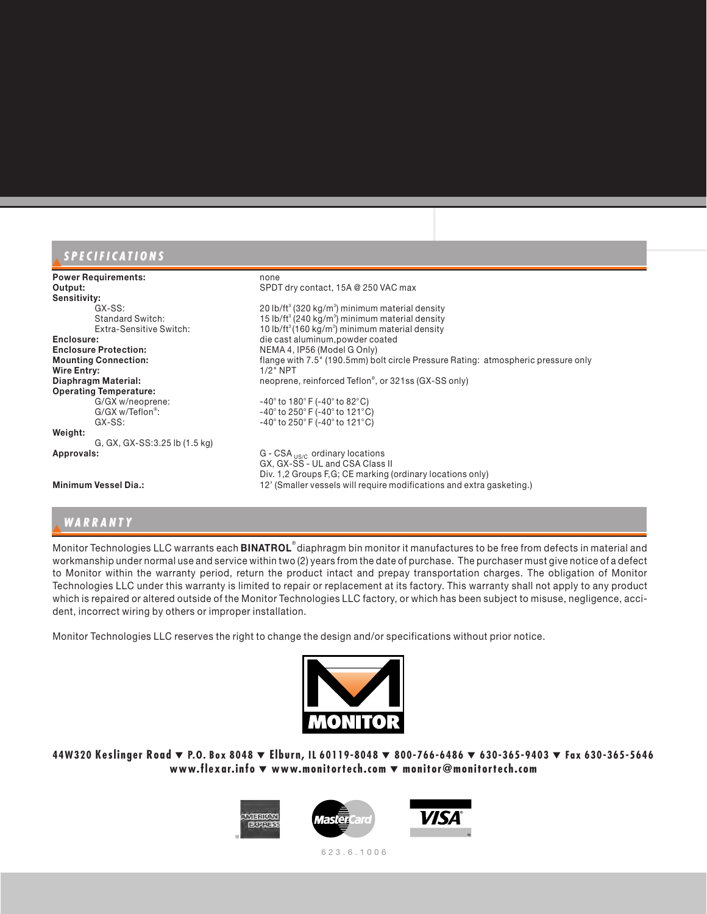## SPECIFICATIONS

| | |
|---|---|
| **Power Requirements:** | none |
| **Output:** | SPDT dry contact, 15A @ 250 VAC max |
| **Sensitivity:** | |
| GX-SS: | 20 lb/ft$^3$ (320 kg/m$^3$) minimum material density |
| Standard Switch: | 15 lb/ft$^3$ (240 kg/m$^3$) minimum material density |
| Extra-Sensitive Switch: | 10 lb/ft$^3$ (160 kg/m$^3$) minimum material density |
| **Enclosure:** | die cast aluminum,powder coated |
| **Enclosure Protection:** | NEMA 4, IP56 (Model G Only) |
| **Mounting Connection:** | flange with 7.5" (190.5mm) bolt circle Pressure Rating: atmospheric pressure only |
| **Wire Entry:** | 1/2" NPT |
| **Diaphragm Material:** | neoprene, reinforced Teflon®, or 321ss (GX-SS only) |
| **Operating Temperature:** | |
| G/GX w/neoprene: | -40° to 180° F (-40° to 82°C) |
| G/GX w/Teflon®: | -40° to 250° F (-40° to 121°C) |
| GX-SS: | -40° to 250° F (-40° to 121°C) |
| **Weight:** | |
| G, GX, GX-SS:3.25 lb (1.5 kg) | |
| **Approvals:** | G - CSA $_{US/C}$ ordinary locations<br>GX, GX-SS - UL and CSA Class II<br>Div. 1,2 Groups F,G; CE marking (ordinary locations only) |
| **Minimum Vessel Dia.:** | 12' (Smaller vessels will require modifications and extra gasketing.) |

## WARRANTY

Monitor Technologies LLC warrants each **BINATROL**® diaphragm bin monitor it manufactures to be free from defects in material and workmanship under normal use and service within two (2) years from the date of purchase. The purchaser must give notice of a defect to Monitor within the warranty period, return the product intact and prepay transportation charges. The obligation of Monitor Technologies LLC under this warranty is limited to repair or replacement at its factory. This warranty shall not apply to any product which is repaired or altered outside of the Monitor Technologies LLC factory, or which has been subject to misuse, negligence, accident, incorrect wiring by others or improper installation.

Monitor Technologies LLC reserves the right to change the design and/or specifications without prior notice.

MONITOR

**44W320 Keslinger Road ▼ P.O. Box 8048 ▼ Elburn, IL 60119-8048 ▼ 800-766-6486 ▼ 630-365-9403 ▼ Fax 630-365-5646**
**www.flexar.info ▼ www.monitortech.com ▼ monitor@monitortech.com**

623.6.1006